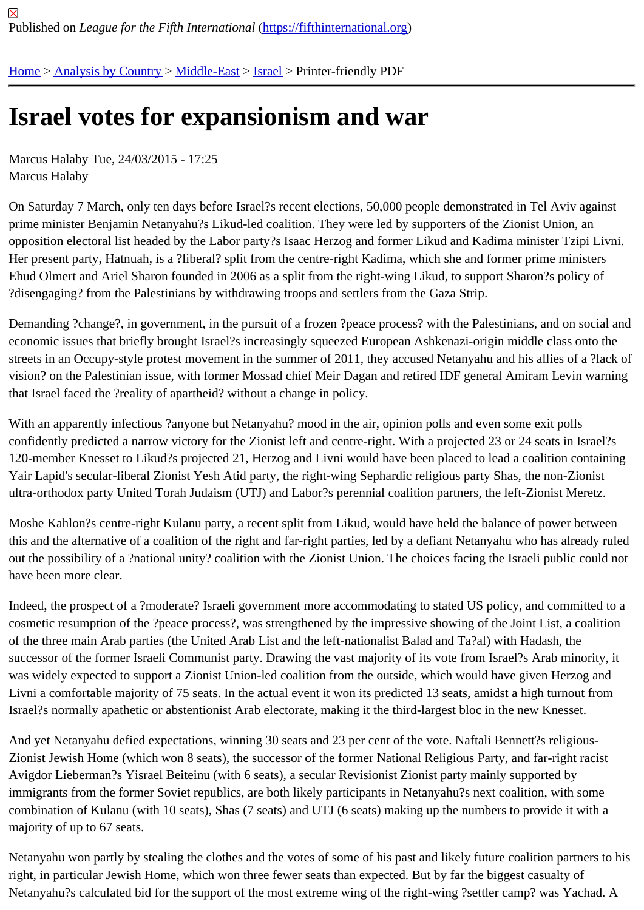Published on *League for the Fifth International* (https://fifthinternational.org)

Home > Analysis by Country > Middle-East > Israel > Printer-friendly PDF

# Israel votes for expansionism and war

Marcus Halaby Tue, 24/03/2015 - 17:25
Marcus Halaby

On Saturday 7 March, only ten days before Israel?s recent elections, 50,000 people demonstrated in Tel Aviv against prime minister Benjamin Netanyahu?s Likud-led coalition. They were led by supporters of the Zionist Union, an opposition electoral list headed by the Labor party?s Isaac Herzog and former Likud and Kadima minister Tzipi Livni. Her present party, Hatnuah, is a ?liberal? split from the centre-right Kadima, which she and former prime ministers Ehud Olmert and Ariel Sharon founded in 2006 as a split from the right-wing Likud, to support Sharon?s policy of ?disengaging? from the Palestinians by withdrawing troops and settlers from the Gaza Strip.

Demanding ?change?, in government, in the pursuit of a frozen ?peace process? with the Palestinians, and on social and economic issues that briefly brought Israel?s increasingly squeezed European Ashkenazi-origin middle class onto the streets in an Occupy-style protest movement in the summer of 2011, they accused Netanyahu and his allies of a ?lack of vision? on the Palestinian issue, with former Mossad chief Meir Dagan and retired IDF general Amiram Levin warning that Israel faced the ?reality of apartheid? without a change in policy.

With an apparently infectious ?anyone but Netanyahu? mood in the air, opinion polls and even some exit polls confidently predicted a narrow victory for the Zionist left and centre-right. With a projected 23 or 24 seats in Israel?s 120-member Knesset to Likud?s projected 21, Herzog and Livni would have been placed to lead a coalition containing Yair Lapid's secular-liberal Zionist Yesh Atid party, the right-wing Sephardic religious party Shas, the non-Zionist ultra-orthodox party United Torah Judaism (UTJ) and Labor?s perennial coalition partners, the left-Zionist Meretz.

Moshe Kahlon?s centre-right Kulanu party, a recent split from Likud, would have held the balance of power between this and the alternative of a coalition of the right and far-right parties, led by a defiant Netanyahu who has already ruled out the possibility of a ?national unity? coalition with the Zionist Union. The choices facing the Israeli public could not have been more clear.

Indeed, the prospect of a ?moderate? Israeli government more accommodating to stated US policy, and committed to a cosmetic resumption of the ?peace process?, was strengthened by the impressive showing of the Joint List, a coalition of the three main Arab parties (the United Arab List and the left-nationalist Balad and Ta?al) with Hadash, the successor of the former Israeli Communist party. Drawing the vast majority of its vote from Israel?s Arab minority, it was widely expected to support a Zionist Union-led coalition from the outside, which would have given Herzog and Livni a comfortable majority of 75 seats. In the actual event it won its predicted 13 seats, amidst a high turnout from Israel?s normally apathetic or abstentionist Arab electorate, making it the third-largest bloc in the new Knesset.

And yet Netanyahu defied expectations, winning 30 seats and 23 per cent of the vote. Naftali Bennett?s religious-Zionist Jewish Home (which won 8 seats), the successor of the former National Religious Party, and far-right racist Avigdor Lieberman?s Yisrael Beiteinu (with 6 seats), a secular Revisionist Zionist party mainly supported by immigrants from the former Soviet republics, are both likely participants in Netanyahu?s next coalition, with some combination of Kulanu (with 10 seats), Shas (7 seats) and UTJ (6 seats) making up the numbers to provide it with a majority of up to 67 seats.

Netanyahu won partly by stealing the clothes and the votes of some of his past and likely future coalition partners to his right, in particular Jewish Home, which won three fewer seats than expected. But by far the biggest casualty of Netanyahu?s calculated bid for the support of the most extreme wing of the right-wing ?settler camp? was Yachad. A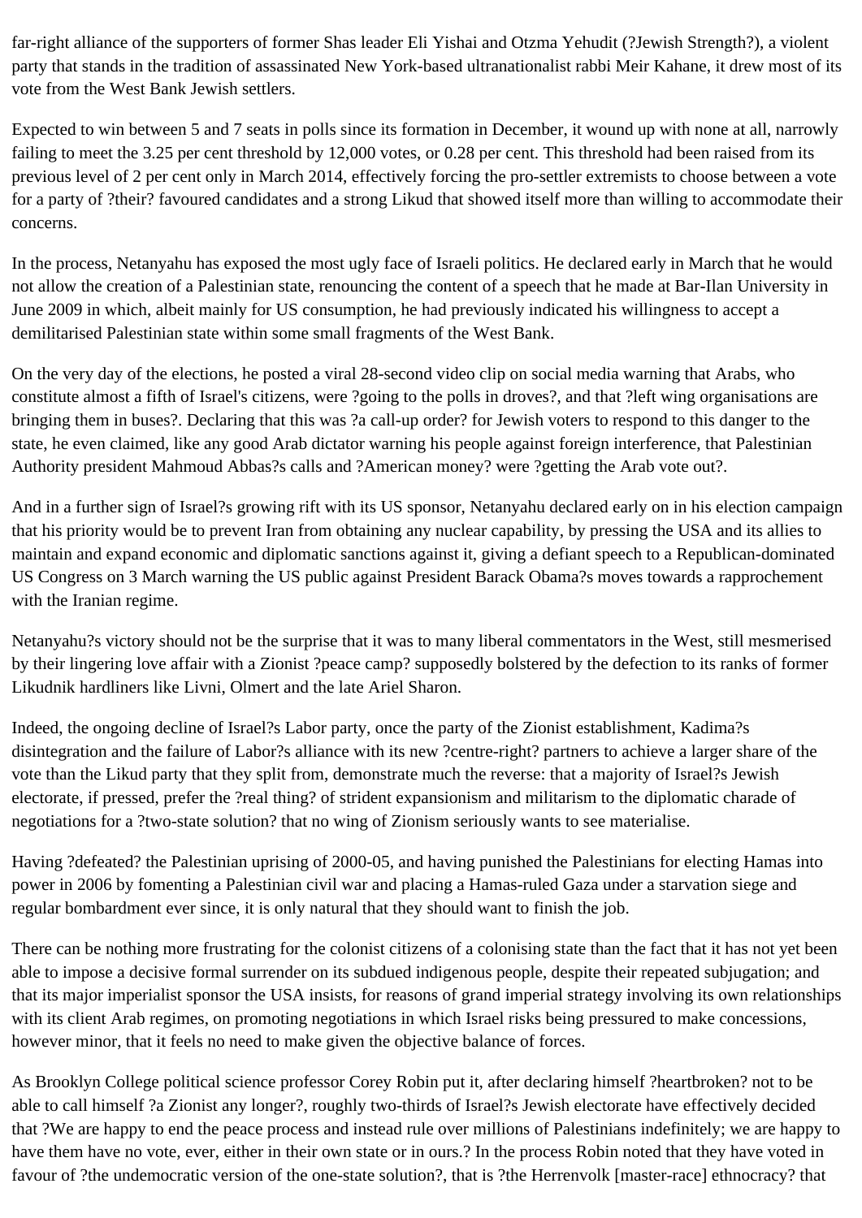far-right alliance of the supporters of former Shas leader Eli Yishai and Otzma Yehudit (?Jewish Strength?), a violent party that stands in the tradition of assassinated New York-based ultranationalist rabbi Meir Kahane, it drew most of its vote from the West Bank Jewish settlers.

Expected to win between 5 and 7 seats in polls since its formation in December, it wound up with none at all, narrowly failing to meet the 3.25 per cent threshold by 12,000 votes, or 0.28 per cent. This threshold had been raised from its previous level of 2 per cent only in March 2014, effectively forcing the pro-settler extremists to choose between a vote for a party of ?their? favoured candidates and a strong Likud that showed itself more than willing to accommodate their concerns.

In the process, Netanyahu has exposed the most ugly face of Israeli politics. He declared early in March that he would not allow the creation of a Palestinian state, renouncing the content of a speech that he made at Bar-Ilan University in June 2009 in which, albeit mainly for US consumption, he had previously indicated his willingness to accept a demilitarised Palestinian state within some small fragments of the West Bank.

On the very day of the elections, he posted a viral 28-second video clip on social media warning that Arabs, who constitute almost a fifth of Israel's citizens, were ?going to the polls in droves?, and that ?left wing organisations are bringing them in buses?. Declaring that this was ?a call-up order? for Jewish voters to respond to this danger to the state, he even claimed, like any good Arab dictator warning his people against foreign interference, that Palestinian Authority president Mahmoud Abbas?s calls and ?American money? were ?getting the Arab vote out?.

And in a further sign of Israel?s growing rift with its US sponsor, Netanyahu declared early on in his election campaign that his priority would be to prevent Iran from obtaining any nuclear capability, by pressing the USA and its allies to maintain and expand economic and diplomatic sanctions against it, giving a defiant speech to a Republican-dominated US Congress on 3 March warning the US public against President Barack Obama?s moves towards a rapprochement with the Iranian regime.

Netanyahu?s victory should not be the surprise that it was to many liberal commentators in the West, still mesmerised by their lingering love affair with a Zionist ?peace camp? supposedly bolstered by the defection to its ranks of former Likudnik hardliners like Livni, Olmert and the late Ariel Sharon.

Indeed, the ongoing decline of Israel?s Labor party, once the party of the Zionist establishment, Kadima?s disintegration and the failure of Labor?s alliance with its new ?centre-right? partners to achieve a larger share of the vote than the Likud party that they split from, demonstrate much the reverse: that a majority of Israel?s Jewish electorate, if pressed, prefer the ?real thing? of strident expansionism and militarism to the diplomatic charade of negotiations for a ?two-state solution? that no wing of Zionism seriously wants to see materialise.

Having ?defeated? the Palestinian uprising of 2000-05, and having punished the Palestinians for electing Hamas into power in 2006 by fomenting a Palestinian civil war and placing a Hamas-ruled Gaza under a starvation siege and regular bombardment ever since, it is only natural that they should want to finish the job.

There can be nothing more frustrating for the colonist citizens of a colonising state than the fact that it has not yet been able to impose a decisive formal surrender on its subdued indigenous people, despite their repeated subjugation; and that its major imperialist sponsor the USA insists, for reasons of grand imperial strategy involving its own relationships with its client Arab regimes, on promoting negotiations in which Israel risks being pressured to make concessions, however minor, that it feels no need to make given the objective balance of forces.

As Brooklyn College political science professor Corey Robin put it, after declaring himself ?heartbroken? not to be able to call himself ?a Zionist any longer?, roughly two-thirds of Israel?s Jewish electorate have effectively decided that ?We are happy to end the peace process and instead rule over millions of Palestinians indefinitely; we are happy to have them have no vote, ever, either in their own state or in ours.? In the process Robin noted that they have voted in favour of ?the undemocratic version of the one-state solution?, that is ?the Herrenvolk [master-race] ethnocracy? that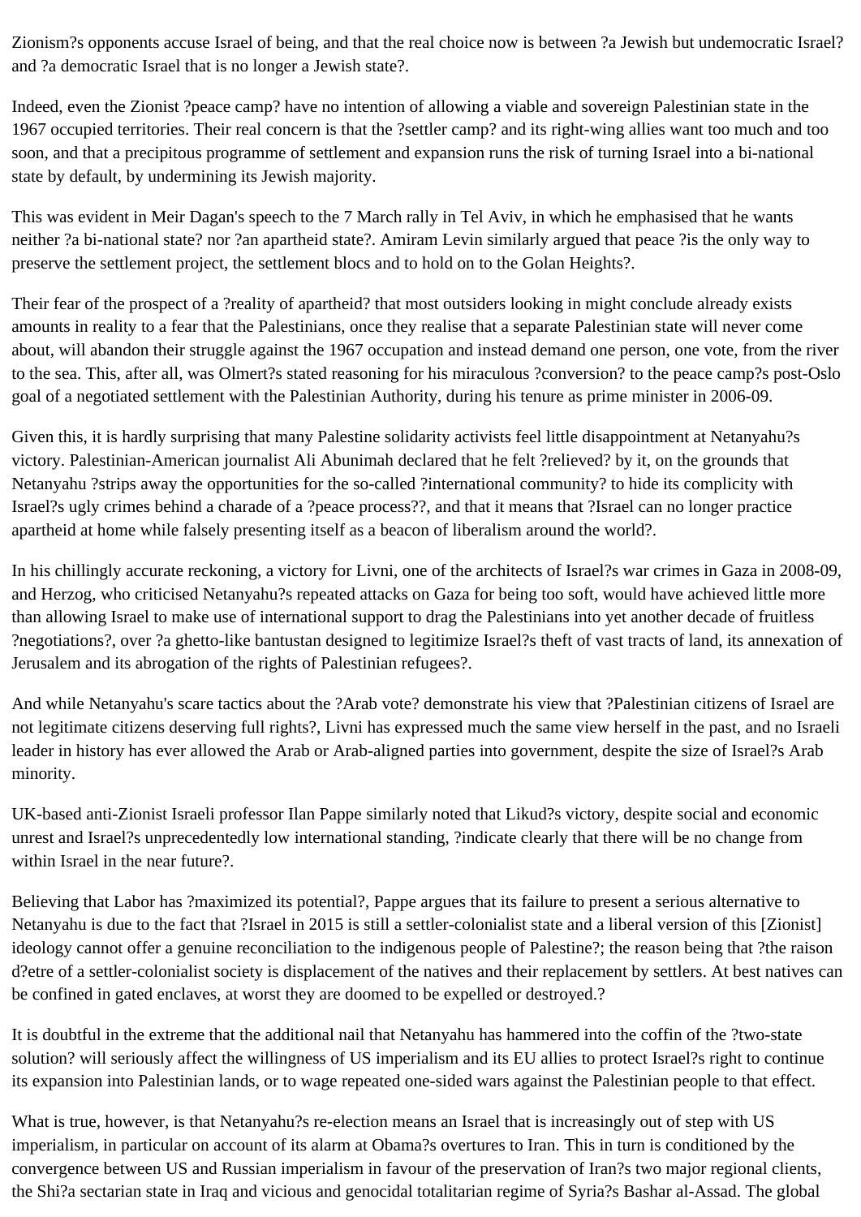Zionism?s opponents accuse Israel of being, and that the real choice now is between ?a Jewish but undemocratic Israel? and ?a democratic Israel that is no longer a Jewish state?.

Indeed, even the Zionist ?peace camp? have no intention of allowing a viable and sovereign Palestinian state in the 1967 occupied territories. Their real concern is that the ?settler camp? and its right-wing allies want too much and too soon, and that a precipitous programme of settlement and expansion runs the risk of turning Israel into a bi-national state by default, by undermining its Jewish majority.

This was evident in Meir Dagan's speech to the 7 March rally in Tel Aviv, in which he emphasised that he wants neither ?a bi-national state? nor ?an apartheid state?. Amiram Levin similarly argued that peace ?is the only way to preserve the settlement project, the settlement blocs and to hold on to the Golan Heights?.

Their fear of the prospect of a ?reality of apartheid? that most outsiders looking in might conclude already exists amounts in reality to a fear that the Palestinians, once they realise that a separate Palestinian state will never come about, will abandon their struggle against the 1967 occupation and instead demand one person, one vote, from the river to the sea. This, after all, was Olmert?s stated reasoning for his miraculous ?conversion? to the peace camp?s post-Oslo goal of a negotiated settlement with the Palestinian Authority, during his tenure as prime minister in 2006-09.

Given this, it is hardly surprising that many Palestine solidarity activists feel little disappointment at Netanyahu?s victory. Palestinian-American journalist Ali Abunimah declared that he felt ?relieved? by it, on the grounds that Netanyahu ?strips away the opportunities for the so-called ?international community? to hide its complicity with Israel?s ugly crimes behind a charade of a ?peace process??, and that it means that ?Israel can no longer practice apartheid at home while falsely presenting itself as a beacon of liberalism around the world?.

In his chillingly accurate reckoning, a victory for Livni, one of the architects of Israel?s war crimes in Gaza in 2008-09, and Herzog, who criticised Netanyahu?s repeated attacks on Gaza for being too soft, would have achieved little more than allowing Israel to make use of international support to drag the Palestinians into yet another decade of fruitless ?negotiations?, over ?a ghetto-like bantustan designed to legitimize Israel?s theft of vast tracts of land, its annexation of Jerusalem and its abrogation of the rights of Palestinian refugees?.

And while Netanyahu's scare tactics about the ?Arab vote? demonstrate his view that ?Palestinian citizens of Israel are not legitimate citizens deserving full rights?, Livni has expressed much the same view herself in the past, and no Israeli leader in history has ever allowed the Arab or Arab-aligned parties into government, despite the size of Israel?s Arab minority.

UK-based anti-Zionist Israeli professor Ilan Pappe similarly noted that Likud?s victory, despite social and economic unrest and Israel?s unprecedentedly low international standing, ?indicate clearly that there will be no change from within Israel in the near future?.

Believing that Labor has ?maximized its potential?, Pappe argues that its failure to present a serious alternative to Netanyahu is due to the fact that ?Israel in 2015 is still a settler-colonialist state and a liberal version of this [Zionist] ideology cannot offer a genuine reconciliation to the indigenous people of Palestine?; the reason being that ?the raison d?etre of a settler-colonialist society is displacement of the natives and their replacement by settlers. At best natives can be confined in gated enclaves, at worst they are doomed to be expelled or destroyed.?

It is doubtful in the extreme that the additional nail that Netanyahu has hammered into the coffin of the ?two-state solution? will seriously affect the willingness of US imperialism and its EU allies to protect Israel?s right to continue its expansion into Palestinian lands, or to wage repeated one-sided wars against the Palestinian people to that effect.

What is true, however, is that Netanyahu?s re-election means an Israel that is increasingly out of step with US imperialism, in particular on account of its alarm at Obama?s overtures to Iran. This in turn is conditioned by the convergence between US and Russian imperialism in favour of the preservation of Iran?s two major regional clients, the Shi?a sectarian state in Iraq and vicious and genocidal totalitarian regime of Syria?s Bashar al-Assad. The global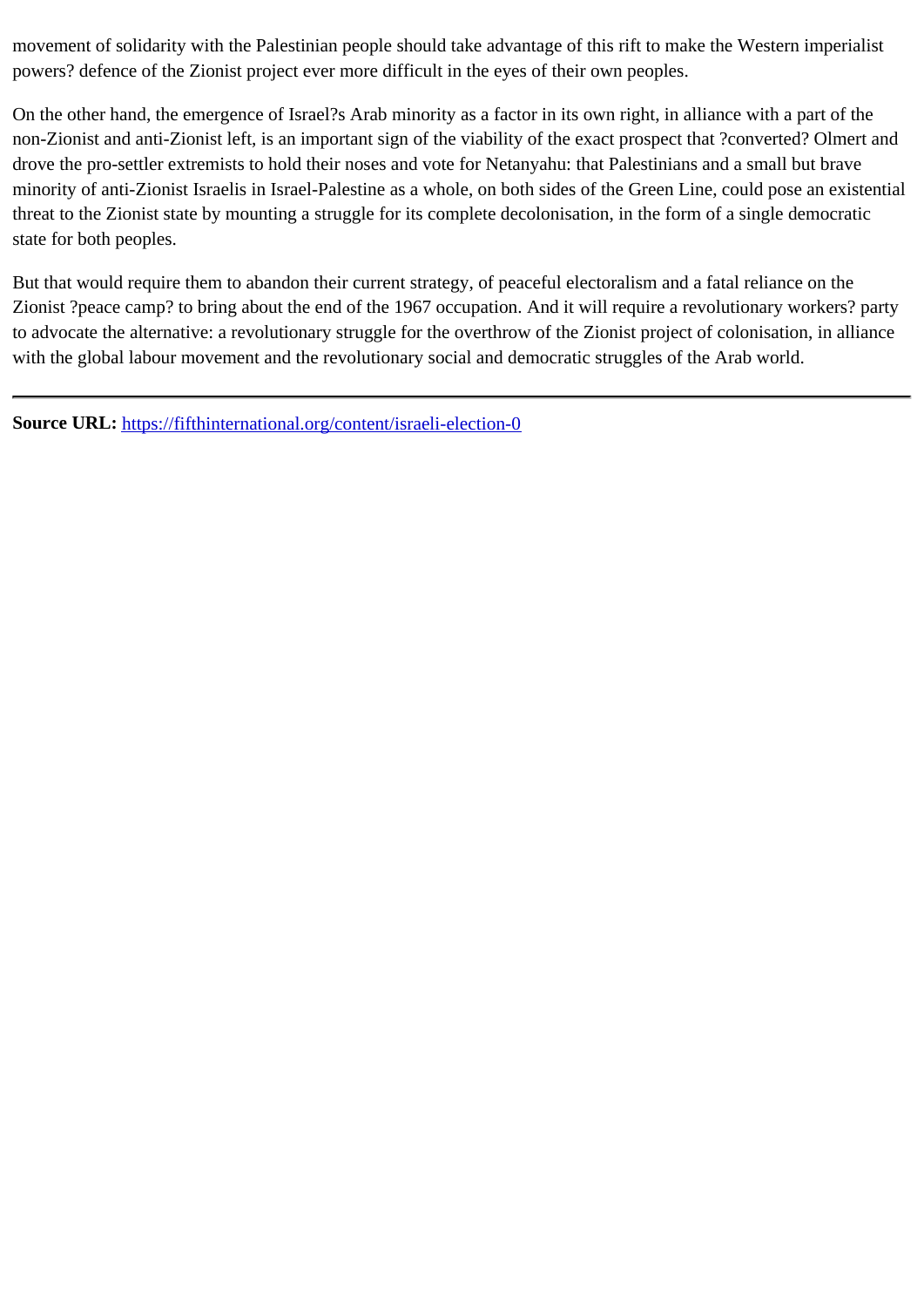movement of solidarity with the Palestinian people should take advantage of this rift to make the Western imperialist powers? defence of the Zionist project ever more difficult in the eyes of their own peoples.

On the other hand, the emergence of Israel?s Arab minority as a factor in its own right, in alliance with a part of the non-Zionist and anti-Zionist left, is an important sign of the viability of the exact prospect that ?converted? Olmert and drove the pro-settler extremists to hold their noses and vote for Netanyahu: that Palestinians and a small but brave minority of anti-Zionist Israelis in Israel-Palestine as a whole, on both sides of the Green Line, could pose an existential threat to the Zionist state by mounting a struggle for its complete decolonisation, in the form of a single democratic state for both peoples.

But that would require them to abandon their current strategy, of peaceful electoralism and a fatal reliance on the Zionist ?peace camp? to bring about the end of the 1967 occupation. And it will require a revolutionary workers? party to advocate the alternative: a revolutionary struggle for the overthrow of the Zionist project of colonisation, in alliance with the global labour movement and the revolutionary social and democratic struggles of the Arab world.

---

**Source URL:** https://fifthinternational.org/content/israeli-election-0